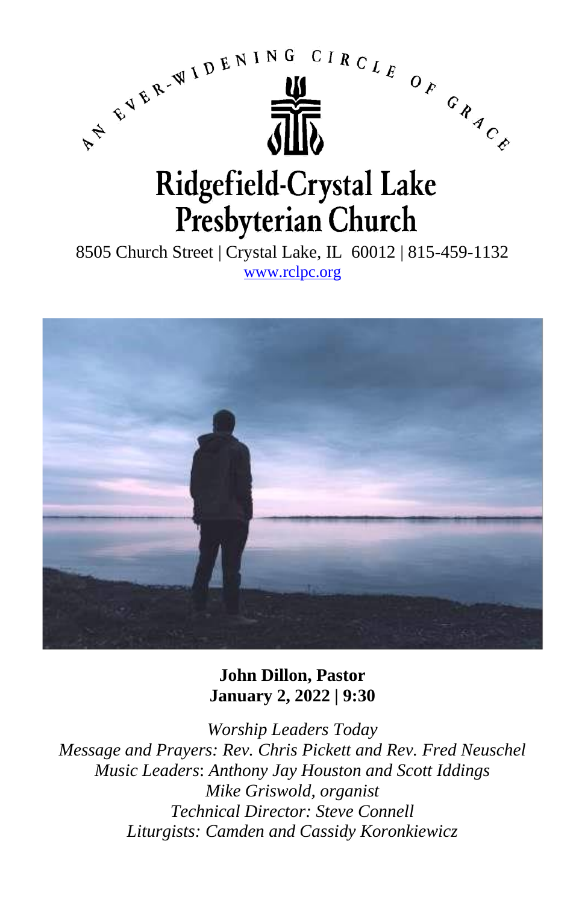AN EVER-WIDENING CIRCLE OF GRACE

# Ridgefield-Crystal Lake Presbyterian Church

8505 Church Street | Crystal Lake, IL 60012 | 815-459-1132
www.rclpc.org

**John Dillon, Pastor**
**January 2, 2022 | 9:30**

*Worship Leaders Today*
*Message and Prayers: Rev. Chris Pickett and Rev. Fred Neuschel*
*Music Leaders: Anthony Jay Houston and Scott Iddings*
*Mike Griswold, organist*
*Technical Director: Steve Connell*
*Liturgists: Camden and Cassidy Koronkiewicz*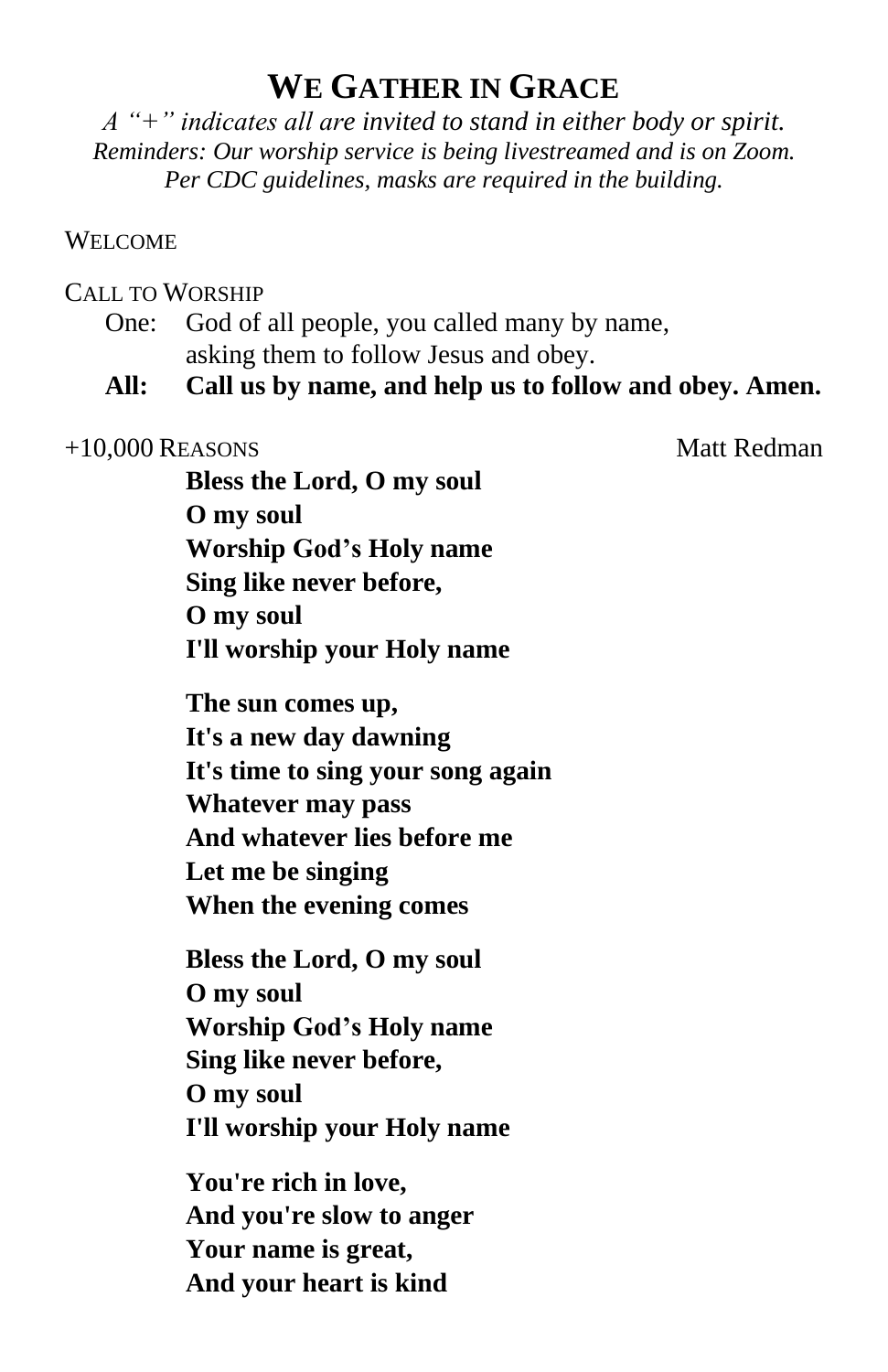# WE GATHER IN GRACE

*A "+" indicates all are invited to stand in either body or spirit.*
*Reminders: Our worship service is being livestreamed and is on Zoom.*
*Per CDC guidelines, masks are required in the building.*

WELCOME

CALL TO WORSHIP

One: God of all people, you called many by name,
asking them to follow Jesus and obey.

**All: Call us by name, and help us to follow and obey. Amen.**

+10,000 REASONS — Matt Redman

**Bless the Lord, O my soul**
**O my soul**
**Worship God's Holy name**
**Sing like never before,**
**O my soul**
**I'll worship your Holy name**

**The sun comes up,**
**It's a new day dawning**
**It's time to sing your song again**
**Whatever may pass**
**And whatever lies before me**
**Let me be singing**
**When the evening comes**

**Bless the Lord, O my soul**
**O my soul**
**Worship God's Holy name**
**Sing like never before,**
**O my soul**
**I'll worship your Holy name**

**You're rich in love,**
**And you're slow to anger**
**Your name is great,**
**And your heart is kind**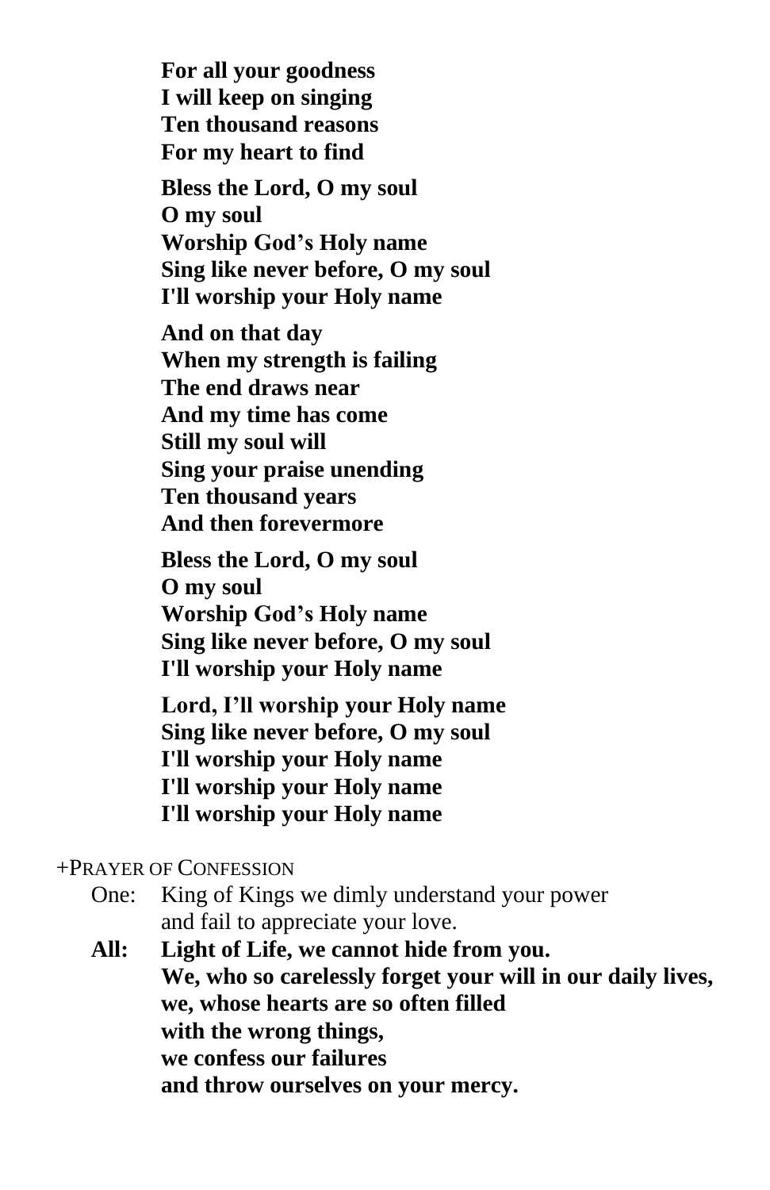**For all your goodness**
**I will keep on singing**
**Ten thousand reasons**
**For my heart to find**

**Bless the Lord, O my soul**
**O my soul**
**Worship God's Holy name**
**Sing like never before, O my soul**
**I'll worship your Holy name**

**And on that day**
**When my strength is failing**
**The end draws near**
**And my time has come**
**Still my soul will**
**Sing your praise unending**
**Ten thousand years**
**And then forevermore**

**Bless the Lord, O my soul**
**O my soul**
**Worship God's Holy name**
**Sing like never before, O my soul**
**I'll worship your Holy name**

**Lord, I'll worship your Holy name**
**Sing like never before, O my soul**
**I'll worship your Holy name**
**I'll worship your Holy name**
**I'll worship your Holy name**

+PRAYER OF CONFESSION

One: King of Kings we dimly understand your power
and fail to appreciate your love.

**All: Light of Life, we cannot hide from you.**
**We, who so carelessly forget your will in our daily lives,**
**we, whose hearts are so often filled**
**with the wrong things,**
**we confess our failures**
**and throw ourselves on your mercy.**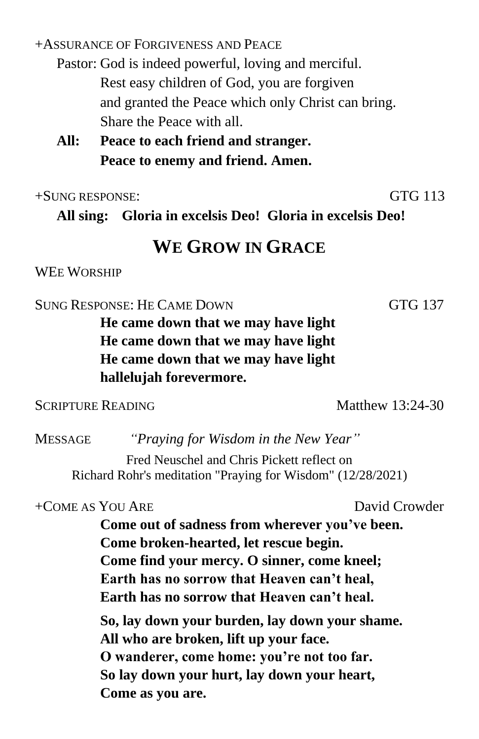+ASSURANCE OF FORGIVENESS AND PEACE

Pastor: God is indeed powerful, loving and merciful.
Rest easy children of God, you are forgiven
and granted the Peace which only Christ can bring.
Share the Peace with all.

**All: Peace to each friend and stranger.**
**Peace to enemy and friend. Amen.**

+SUNG RESPONSE: GTG 113

**All sing: Gloria in excelsis Deo! Gloria in excelsis Deo!**

## WE GROW IN GRACE

WEE WORSHIP

SUNG RESPONSE: HE CAME DOWN GTG 137

**He came down that we may have light**
**He came down that we may have light**
**He came down that we may have light**
**hallelujah forevermore.**

SCRIPTURE READING Matthew 13:24-30

MESSAGE *"Praying for Wisdom in the New Year"*

Fred Neuschel and Chris Pickett reflect on
Richard Rohr's meditation "Praying for Wisdom" (12/28/2021)

+COME AS YOU ARE David Crowder

**Come out of sadness from wherever you've been.**
**Come broken-hearted, let rescue begin.**
**Come find your mercy. O sinner, come kneel;**
**Earth has no sorrow that Heaven can't heal,**
**Earth has no sorrow that Heaven can't heal.**

**So, lay down your burden, lay down your shame.**
**All who are broken, lift up your face.**
**O wanderer, come home: you're not too far.**
**So lay down your hurt, lay down your heart,**
**Come as you are.**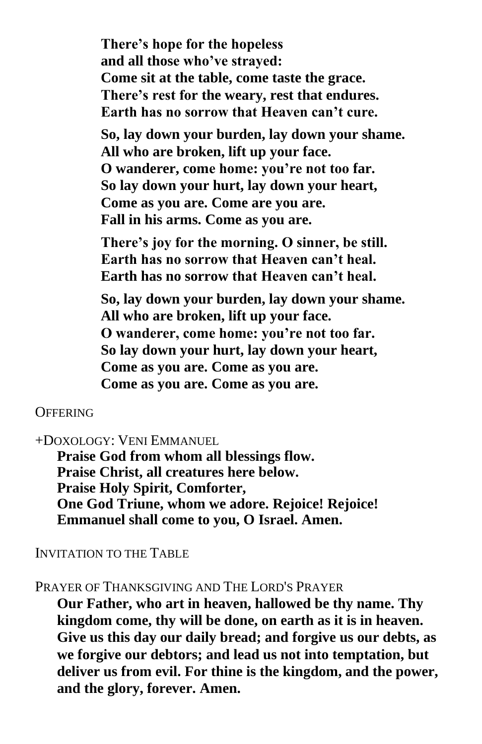**There's hope for the hopeless**
**and all those who've strayed:**
**Come sit at the table, come taste the grace.**
**There's rest for the weary, rest that endures.**
**Earth has no sorrow that Heaven can't cure.**

**So, lay down your burden, lay down your shame.**
**All who are broken, lift up your face.**
**O wanderer, come home: you're not too far.**
**So lay down your hurt, lay down your heart,**
**Come as you are. Come are you are.**
**Fall in his arms. Come as you are.**

**There's joy for the morning. O sinner, be still.**
**Earth has no sorrow that Heaven can't heal.**
**Earth has no sorrow that Heaven can't heal.**

**So, lay down your burden, lay down your shame.**
**All who are broken, lift up your face.**
**O wanderer, come home: you're not too far.**
**So lay down your hurt, lay down your heart,**
**Come as you are. Come as you are.**
**Come as you are. Come as you are.**

OFFERING

+DOXOLOGY: VENI EMMANUEL

**Praise God from whom all blessings flow.**
**Praise Christ, all creatures here below.**
**Praise Holy Spirit, Comforter,**
**One God Triune, whom we adore. Rejoice! Rejoice!**
**Emmanuel shall come to you, O Israel. Amen.**

INVITATION TO THE TABLE

PRAYER OF THANKSGIVING AND THE LORD'S PRAYER

**Our Father, who art in heaven, hallowed be thy name. Thy kingdom come, thy will be done, on earth as it is in heaven. Give us this day our daily bread; and forgive us our debts, as we forgive our debtors; and lead us not into temptation, but deliver us from evil. For thine is the kingdom, and the power, and the glory, forever. Amen.**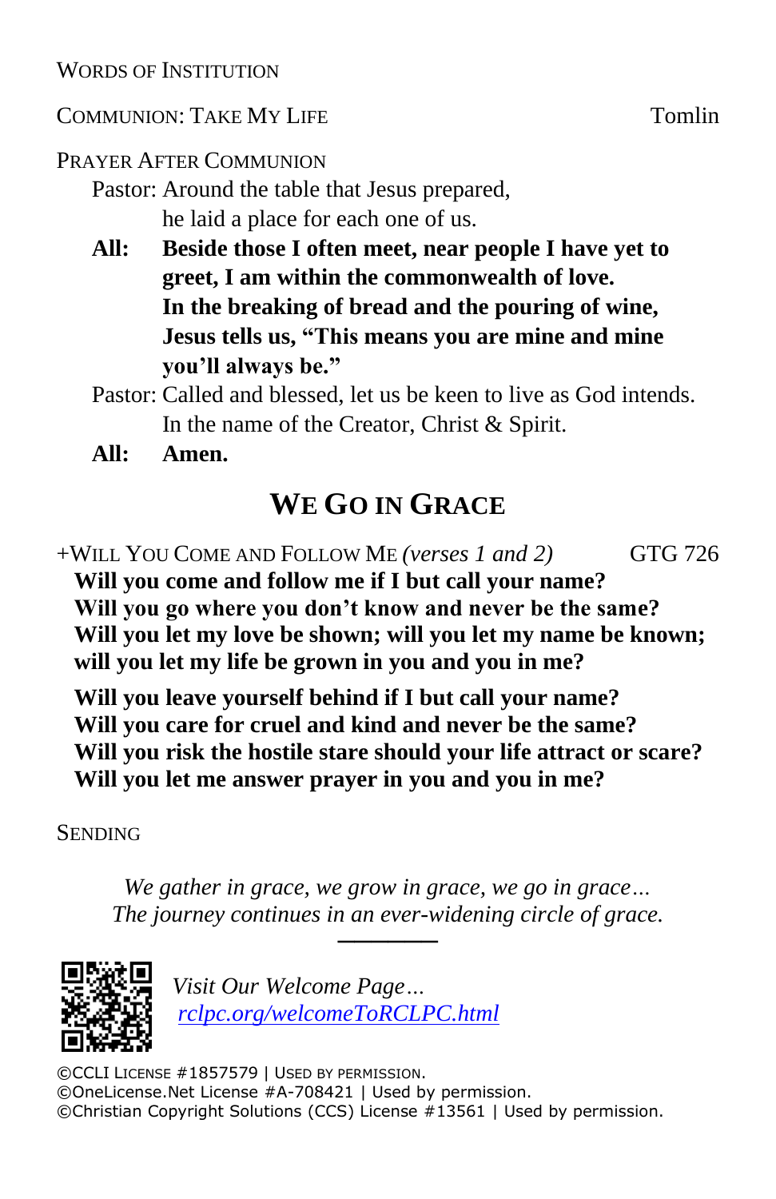Words of Institution

Communion: Take My Life — Tomlin

Prayer After Communion

Pastor: Around the table that Jesus prepared,
he laid a place for each one of us.

**All: Beside those I often meet, near people I have yet to greet, I am within the commonwealth of love.**
**In the breaking of bread and the pouring of wine, Jesus tells us, "This means you are mine and mine you'll always be."**

Pastor: Called and blessed, let us be keen to live as God intends.
In the name of the Creator, Christ & Spirit.

**All: Amen.**

## We Go in Grace

+Will You Come and Follow Me *(verses 1 and 2)* — GTG 726

**Will you come and follow me if I but call your name?**
**Will you go where you don't know and never be the same?**
**Will you let my love be shown; will you let my name be known;**
**will you let my life be grown in you and you in me?**

**Will you leave yourself behind if I but call your name?**
**Will you care for cruel and kind and never be the same?**
**Will you risk the hostile stare should your life attract or scare?**
**Will you let me answer prayer in you and you in me?**

Sending

*We gather in grace, we grow in grace, we go in grace…*
*The journey continues in an ever-widening circle of grace.*

---

*Visit Our Welcome Page…*
*rclpc.org/welcomeToRCLPC.html*

©CCLI License #1857579 | Used by permission.
©OneLicense.Net License #A-708421 | Used by permission.
©Christian Copyright Solutions (CCS) License #13561 | Used by permission.